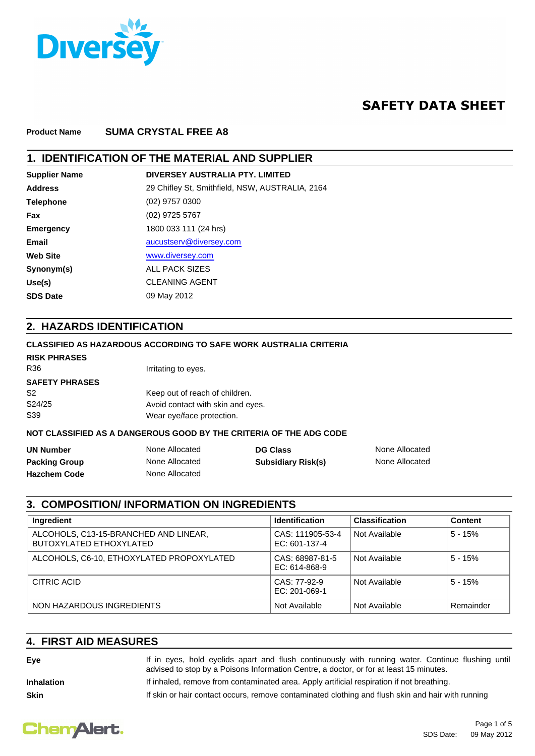# SAFETY DATA SHEET

**Product Name** **SUMA CRYSTAL FREE A8**

## 1. IDENTIFICATION OF THE MATERIAL AND SUPPLIER

| | |
|---|---|
| **Supplier Name** | **DIVERSEY AUSTRALIA PTY. LIMITED** |
| **Address** | 29 Chifley St, Smithfield, NSW, AUSTRALIA, 2164 |
| **Telephone** | (02) 9757 0300 |
| **Fax** | (02) 9725 5767 |
| **Emergency** | 1800 033 111 (24 hrs) |
| **Email** | aucustserv@diversey.com |
| **Web Site** | www.diversey.com |
| **Synonym(s)** | ALL PACK SIZES |
| **Use(s)** | CLEANING AGENT |
| **SDS Date** | 09 May 2012 |

## 2. HAZARDS IDENTIFICATION

**CLASSIFIED AS HAZARDOUS ACCORDING TO SAFE WORK AUSTRALIA CRITERIA**

**RISK PHRASES**

R36 Irritating to eyes.

**SAFETY PHRASES**

S2 Keep out of reach of children.
S24/25 Avoid contact with skin and eyes.
S39 Wear eye/face protection.

**NOT CLASSIFIED AS A DANGEROUS GOOD BY THE CRITERIA OF THE ADG CODE**

| | | | |
|---|---|---|---|
| **UN Number** | None Allocated | **DG Class** | None Allocated |
| **Packing Group** | None Allocated | **Subsidiary Risk(s)** | None Allocated |
| **Hazchem Code** | None Allocated | | |

## 3. COMPOSITION/ INFORMATION ON INGREDIENTS

| Ingredient | Identification | Classification | Content |
|---|---|---|---|
| ALCOHOLS, C13-15-BRANCHED AND LINEAR, BUTOXYLATED ETHOXYLATED | CAS: 111905-53-4 EC: 601-137-4 | Not Available | 5 - 15% |
| ALCOHOLS, C6-10, ETHOXYLATED PROPOXYLATED | CAS: 68987-81-5 EC: 614-868-9 | Not Available | 5 - 15% |
| CITRIC ACID | CAS: 77-92-9 EC: 201-069-1 | Not Available | 5 - 15% |
| NON HAZARDOUS INGREDIENTS | Not Available | Not Available | Remainder |

## 4. FIRST AID MEASURES

**Eye** If in eyes, hold eyelids apart and flush continuously with running water. Continue flushing until advised to stop by a Poisons Information Centre, a doctor, or for at least 15 minutes.

**Inhalation** If inhaled, remove from contaminated area. Apply artificial respiration if not breathing.

**Skin** If skin or hair contact occurs, remove contaminated clothing and flush skin and hair with running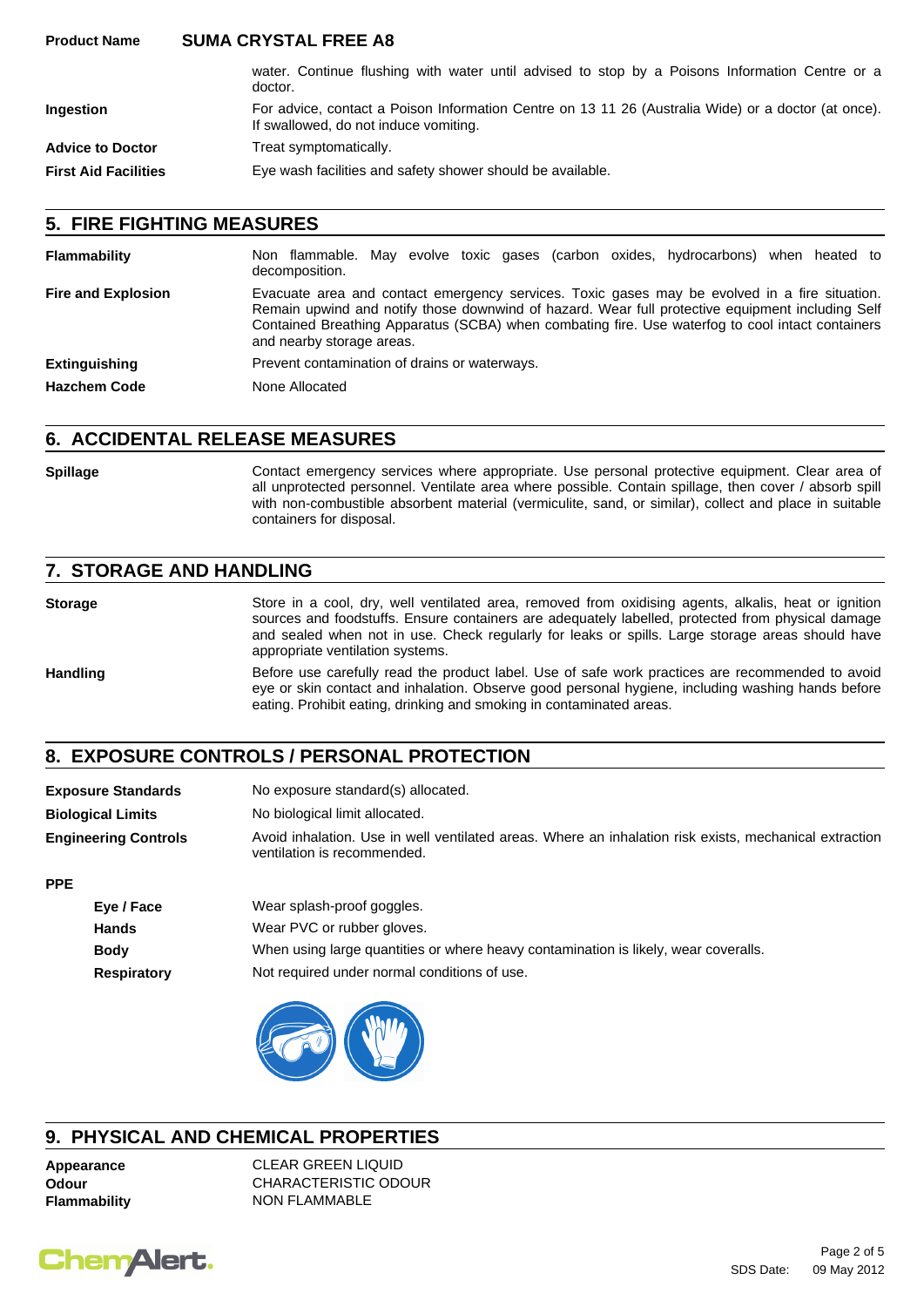water. Continue flushing with water until advised to stop by a Poisons Information Centre or a doctor.

| | |
|---|---|
| **Ingestion** | For advice, contact a Poison Information Centre on 13 11 26 (Australia Wide) or a doctor (at once). If swallowed, do not induce vomiting. |
| **Advice to Doctor** | Treat symptomatically. |
| **First Aid Facilities** | Eye wash facilities and safety shower should be available. |

## 5. FIRE FIGHTING MEASURES

| | |
|---|---|
| **Flammability** | Non flammable. May evolve toxic gases (carbon oxides, hydrocarbons) when heated to decomposition. |
| **Fire and Explosion** | Evacuate area and contact emergency services. Toxic gases may be evolved in a fire situation. Remain upwind and notify those downwind of hazard. Wear full protective equipment including Self Contained Breathing Apparatus (SCBA) when combating fire. Use waterfog to cool intact containers and nearby storage areas. |
| **Extinguishing** | Prevent contamination of drains or waterways. |
| **Hazchem Code** | None Allocated |

## 6. ACCIDENTAL RELEASE MEASURES

| | |
|---|---|
| **Spillage** | Contact emergency services where appropriate. Use personal protective equipment. Clear area of all unprotected personnel. Ventilate area where possible. Contain spillage, then cover / absorb spill with non-combustible absorbent material (vermiculite, sand, or similar), collect and place in suitable containers for disposal. |

## 7. STORAGE AND HANDLING

| | |
|---|---|
| **Storage** | Store in a cool, dry, well ventilated area, removed from oxidising agents, alkalis, heat or ignition sources and foodstuffs. Ensure containers are adequately labelled, protected from physical damage and sealed when not in use. Check regularly for leaks or spills. Large storage areas should have appropriate ventilation systems. |
| **Handling** | Before use carefully read the product label. Use of safe work practices are recommended to avoid eye or skin contact and inhalation. Observe good personal hygiene, including washing hands before eating. Prohibit eating, drinking and smoking in contaminated areas. |

## 8. EXPOSURE CONTROLS / PERSONAL PROTECTION

| | |
|---|---|
| **Exposure Standards** | No exposure standard(s) allocated. |
| **Biological Limits** | No biological limit allocated. |
| **Engineering Controls** | Avoid inhalation. Use in well ventilated areas. Where an inhalation risk exists, mechanical extraction ventilation is recommended. |

**PPE**

| | |
|---|---|
| **Eye / Face** | Wear splash-proof goggles. |
| **Hands** | Wear PVC or rubber gloves. |
| **Body** | When using large quantities or where heavy contamination is likely, wear coveralls. |
| **Respiratory** | Not required under normal conditions of use. |

## 9. PHYSICAL AND CHEMICAL PROPERTIES

| | |
|---|---|
| **Appearance** | CLEAR GREEN LIQUID |
| **Odour** | CHARACTERISTIC ODOUR |
| **Flammability** | NON FLAMMABLE |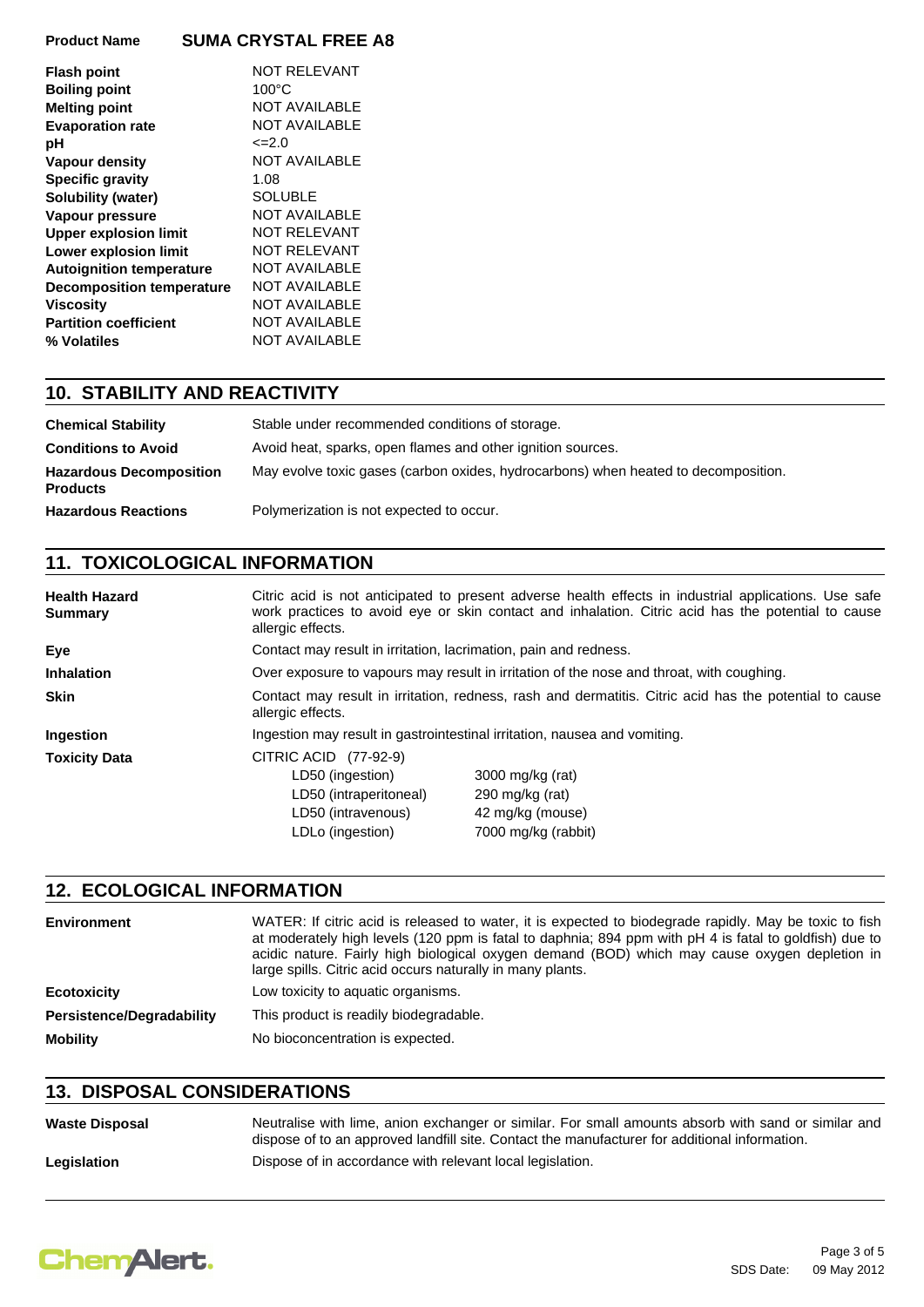**Product Name** **SUMA CRYSTAL FREE A8**

| | |
|---|---|
| **Flash point** | NOT RELEVANT |
| **Boiling point** | 100°C |
| **Melting point** | NOT AVAILABLE |
| **Evaporation rate** | NOT AVAILABLE |
| **pH** | <=2.0 |
| **Vapour density** | NOT AVAILABLE |
| **Specific gravity** | 1.08 |
| **Solubility (water)** | SOLUBLE |
| **Vapour pressure** | NOT AVAILABLE |
| **Upper explosion limit** | NOT RELEVANT |
| **Lower explosion limit** | NOT RELEVANT |
| **Autoignition temperature** | NOT AVAILABLE |
| **Decomposition temperature** | NOT AVAILABLE |
| **Viscosity** | NOT AVAILABLE |
| **Partition coefficient** | NOT AVAILABLE |
| **% Volatiles** | NOT AVAILABLE |

## 10. STABILITY AND REACTIVITY

| | |
|---|---|
| **Chemical Stability** | Stable under recommended conditions of storage. |
| **Conditions to Avoid** | Avoid heat, sparks, open flames and other ignition sources. |
| **Hazardous Decomposition Products** | May evolve toxic gases (carbon oxides, hydrocarbons) when heated to decomposition. |
| **Hazardous Reactions** | Polymerization is not expected to occur. |

## 11. TOXICOLOGICAL INFORMATION

**Health Hazard Summary**
Citric acid is not anticipated to present adverse health effects in industrial applications. Use safe work practices to avoid eye or skin contact and inhalation. Citric acid has the potential to cause allergic effects.

**Eye**
Contact may result in irritation, lacrimation, pain and redness.

**Inhalation**
Over exposure to vapours may result in irritation of the nose and throat, with coughing.

**Skin**
Contact may result in irritation, redness, rash and dermatitis. Citric acid has the potential to cause allergic effects.

**Ingestion**
Ingestion may result in gastrointestinal irritation, nausea and vomiting.

**Toxicity Data**
CITRIC ACID (77-92-9)

| | |
|---|---|
| LD50 (ingestion) | 3000 mg/kg (rat) |
| LD50 (intraperitoneal) | 290 mg/kg (rat) |
| LD50 (intravenous) | 42 mg/kg (mouse) |
| LDLo (ingestion) | 7000 mg/kg (rabbit) |

## 12. ECOLOGICAL INFORMATION

**Environment**
WATER: If citric acid is released to water, it is expected to biodegrade rapidly. May be toxic to fish at moderately high levels (120 ppm is fatal to daphnia; 894 ppm with pH 4 is fatal to goldfish) due to acidic nature. Fairly high biological oxygen demand (BOD) which may cause oxygen depletion in large spills. Citric acid occurs naturally in many plants.

**Ecotoxicity**
Low toxicity to aquatic organisms.

**Persistence/Degradability**
This product is readily biodegradable.

**Mobility**
No bioconcentration is expected.

## 13. DISPOSAL CONSIDERATIONS

**Waste Disposal**
Neutralise with lime, anion exchanger or similar. For small amounts absorb with sand or similar and dispose of to an approved landfill site. Contact the manufacturer for additional information.

**Legislation**
Dispose of in accordance with relevant local legislation.

SDS Date: 09 May 2012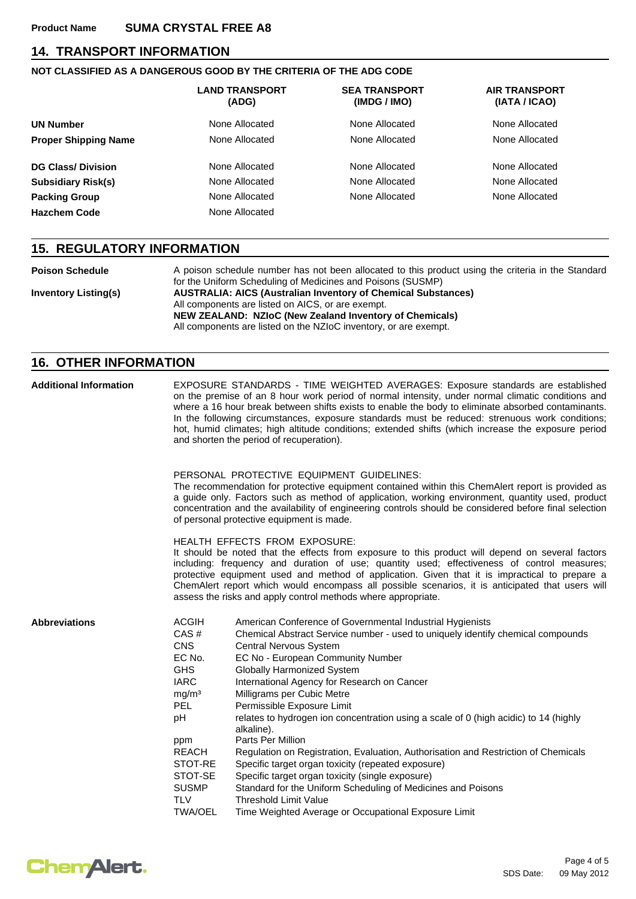## 14. TRANSPORT INFORMATION

**NOT CLASSIFIED AS A DANGEROUS GOOD BY THE CRITERIA OF THE ADG CODE**

| | LAND TRANSPORT (ADG) | SEA TRANSPORT (IMDG / IMO) | AIR TRANSPORT (IATA / ICAO) |
|---|---|---|---|
| **UN Number** | None Allocated | None Allocated | None Allocated |
| **Proper Shipping Name** | None Allocated | None Allocated | None Allocated |
| **DG Class/ Division** | None Allocated | None Allocated | None Allocated |
| **Subsidiary Risk(s)** | None Allocated | None Allocated | None Allocated |
| **Packing Group** | None Allocated | None Allocated | None Allocated |
| **Hazchem Code** | None Allocated | | |

## 15. REGULATORY INFORMATION

**Poison Schedule**

A poison schedule number has not been allocated to this product using the criteria in the Standard for the Uniform Scheduling of Medicines and Poisons (SUSMP)

**Inventory Listing(s)**

**AUSTRALIA: AICS (Australian Inventory of Chemical Substances)**
All components are listed on AICS, or are exempt.
**NEW ZEALAND: NZIoC (New Zealand Inventory of Chemicals)**
All components are listed on the NZIoC inventory, or are exempt.

## 16. OTHER INFORMATION

**Additional Information**

EXPOSURE STANDARDS - TIME WEIGHTED AVERAGES: Exposure standards are established on the premise of an 8 hour work period of normal intensity, under normal climatic conditions and where a 16 hour break between shifts exists to enable the body to eliminate absorbed contaminants. In the following circumstances, exposure standards must be reduced: strenuous work conditions; hot, humid climates; high altitude conditions; extended shifts (which increase the exposure period and shorten the period of recuperation).

PERSONAL PROTECTIVE EQUIPMENT GUIDELINES:
The recommendation for protective equipment contained within this ChemAlert report is provided as a guide only. Factors such as method of application, working environment, quantity used, product concentration and the availability of engineering controls should be considered before final selection of personal protective equipment is made.

HEALTH EFFECTS FROM EXPOSURE:
It should be noted that the effects from exposure to this product will depend on several factors including: frequency and duration of use; quantity used; effectiveness of control measures; protective equipment used and method of application. Given that it is impractical to prepare a ChemAlert report which would encompass all possible scenarios, it is anticipated that users will assess the risks and apply control methods where appropriate.

**Abbreviations**

| | |
|---|---|
| ACGIH | American Conference of Governmental Industrial Hygienists |
| CAS # | Chemical Abstract Service number - used to uniquely identify chemical compounds |
| CNS | Central Nervous System |
| EC No. | EC No - European Community Number |
| GHS | Globally Harmonized System |
| IARC | International Agency for Research on Cancer |
| $mg/m^3$ | Milligrams per Cubic Metre |
| PEL | Permissible Exposure Limit |
| pH | relates to hydrogen ion concentration using a scale of 0 (high acidic) to 14 (highly alkaline). |
| ppm | Parts Per Million |
| REACH | Regulation on Registration, Evaluation, Authorisation and Restriction of Chemicals |
| STOT-RE | Specific target organ toxicity (repeated exposure) |
| STOT-SE | Specific target organ toxicity (single exposure) |
| SUSMP | Standard for the Uniform Scheduling of Medicines and Poisons |
| TLV | Threshold Limit Value |
| TWA/OEL | Time Weighted Average or Occupational Exposure Limit |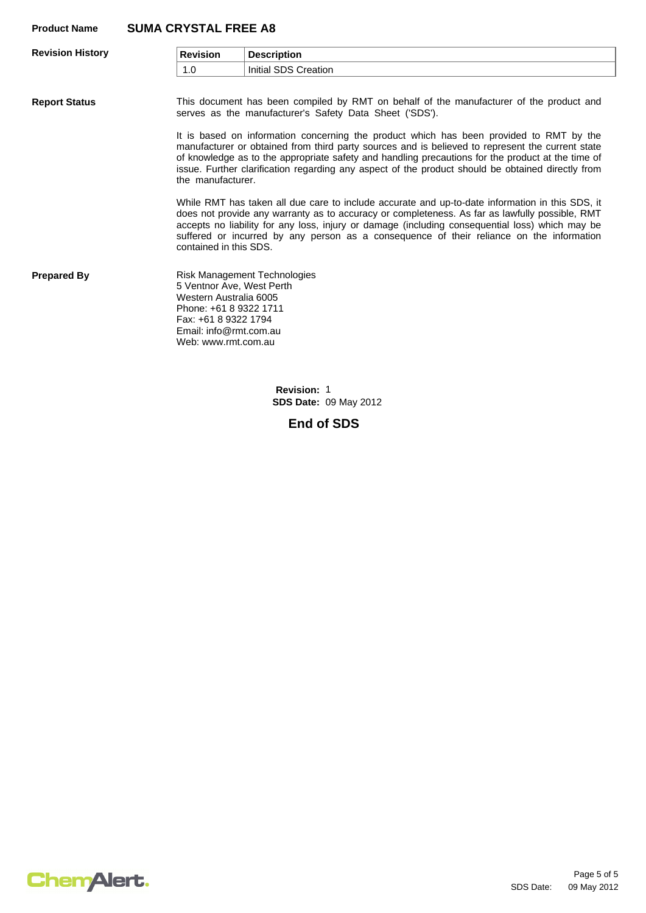**Product Name** **SUMA CRYSTAL FREE A8**

**Revision History**

| Revision | Description |
| --- | --- |
| 1.0 | Initial SDS Creation |

**Report Status**

This document has been compiled by RMT on behalf of the manufacturer of the product and serves as the manufacturer's Safety Data Sheet ('SDS').

It is based on information concerning the product which has been provided to RMT by the manufacturer or obtained from third party sources and is believed to represent the current state of knowledge as to the appropriate safety and handling precautions for the product at the time of issue. Further clarification regarding any aspect of the product should be obtained directly from the manufacturer.

While RMT has taken all due care to include accurate and up-to-date information in this SDS, it does not provide any warranty as to accuracy or completeness. As far as lawfully possible, RMT accepts no liability for any loss, injury or damage (including consequential loss) which may be suffered or incurred by any person as a consequence of their reliance on the information contained in this SDS.

**Prepared By**

Risk Management Technologies
5 Ventnor Ave, West Perth
Western Australia 6005
Phone: +61 8 9322 1711
Fax: +61 8 9322 1794
Email: info@rmt.com.au
Web: www.rmt.com.au

**Revision:** 1
**SDS Date:** 09 May 2012

**End of SDS**